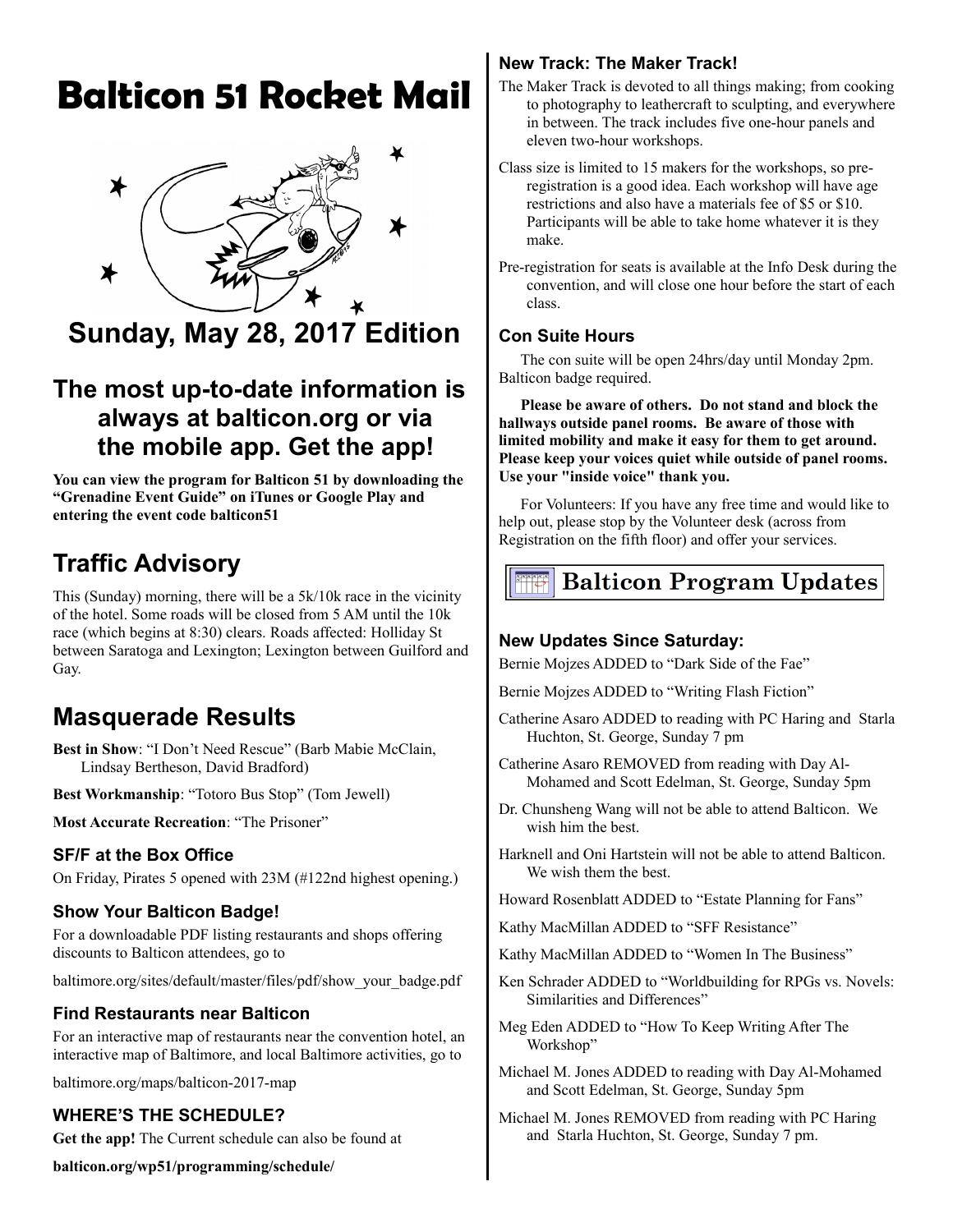# Balticon 51 Rocket Mail

## Sunday, May 28, 2017 Edition

## The most up-to-date information is always at balticon.org or via the mobile app. Get the app!

**You can view the program for Balticon 51 by downloading the "Grenadine Event Guide" on iTunes or Google Play and entering the event code balticon51**

## Traffic Advisory

This (Sunday) morning, there will be a 5k/10k race in the vicinity of the hotel. Some roads will be closed from 5 AM until the 10k race (which begins at 8:30) clears. Roads affected: Holliday St between Saratoga and Lexington; Lexington between Guilford and Gay.

## Masquerade Results

**Best in Show**: "I Don't Need Rescue" (Barb Mabie McClain, Lindsay Bertheson, David Bradford)

**Best Workmanship**: "Totoro Bus Stop" (Tom Jewell)

**Most Accurate Recreation**: "The Prisoner"

### SF/F at the Box Office

On Friday, Pirates 5 opened with 23M (#122nd highest opening.)

### Show Your Balticon Badge!

For a downloadable PDF listing restaurants and shops offering discounts to Balticon attendees, go to

baltimore.org/sites/default/master/files/pdf/show_your_badge.pdf

### Find Restaurants near Balticon

For an interactive map of restaurants near the convention hotel, an interactive map of Baltimore, and local Baltimore activities, go to

baltimore.org/maps/balticon-2017-map

### WHERE'S THE SCHEDULE?

**Get the app!** The Current schedule can also be found at

**balticon.org/wp51/programming/schedule/**

### New Track: The Maker Track!

The Maker Track is devoted to all things making; from cooking to photography to leathercraft to sculpting, and everywhere in between. The track includes five one-hour panels and eleven two-hour workshops.

Class size is limited to 15 makers for the workshops, so pre-registration is a good idea. Each workshop will have age restrictions and also have a materials fee of $5 or $10. Participants will be able to take home whatever it is they make.

Pre-registration for seats is available at the Info Desk during the convention, and will close one hour before the start of each class.

### Con Suite Hours

The con suite will be open 24hrs/day until Monday 2pm. Balticon badge required.

**Please be aware of others. Do not stand and block the hallways outside panel rooms. Be aware of those with limited mobility and make it easy for them to get around. Please keep your voices quiet while outside of panel rooms. Use your "inside voice" thank you.**

For Volunteers: If you have any free time and would like to help out, please stop by the Volunteer desk (across from Registration on the fifth floor) and offer your services.

## Balticon Program Updates

### New Updates Since Saturday:

Bernie Mojzes ADDED to "Dark Side of the Fae"

Bernie Mojzes ADDED to "Writing Flash Fiction"

Catherine Asaro ADDED to reading with PC Haring and Starla Huchton, St. George, Sunday 7 pm

Catherine Asaro REMOVED from reading with Day Al-Mohamed and Scott Edelman, St. George, Sunday 5pm

Dr. Chunsheng Wang will not be able to attend Balticon. We wish him the best.

Harknell and Oni Hartstein will not be able to attend Balticon. We wish them the best.

Howard Rosenblatt ADDED to "Estate Planning for Fans"

Kathy MacMillan ADDED to "SFF Resistance"

Kathy MacMillan ADDED to "Women In The Business"

Ken Schrader ADDED to "Worldbuilding for RPGs vs. Novels: Similarities and Differences"

Meg Eden ADDED to "How To Keep Writing After The Workshop"

Michael M. Jones ADDED to reading with Day Al-Mohamed and Scott Edelman, St. George, Sunday 5pm

Michael M. Jones REMOVED from reading with PC Haring and Starla Huchton, St. George, Sunday 7 pm.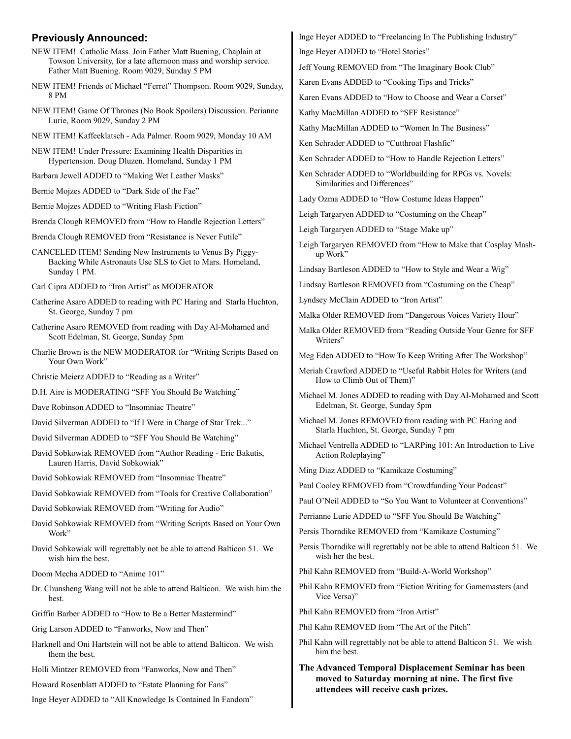## Previously Announced:

NEW ITEM! Catholic Mass. Join Father Matt Buening, Chaplain at Towson University, for a late afternoon mass and worship service. Father Matt Buening. Room 9029, Sunday 5 PM

NEW ITEM! Friends of Michael "Ferret" Thompson. Room 9029, Sunday, 8 PM

NEW ITEM! Game Of Thrones (No Book Spoilers) Discussion. Perianne Lurie, Room 9029, Sunday 2 PM

NEW ITEM! Kaffeeklatsch - Ada Palmer. Room 9029, Monday 10 AM

NEW ITEM! Under Pressure: Examining Health Disparities in Hypertension. Doug Dluzen. Homeland, Sunday 1 PM

Barbara Jewell ADDED to "Making Wet Leather Masks"

Bernie Mojzes ADDED to "Dark Side of the Fae"

Bernie Mojzes ADDED to "Writing Flash Fiction"

Brenda Clough REMOVED from "How to Handle Rejection Letters"

Brenda Clough REMOVED from "Resistance is Never Futile"

CANCELED ITEM! Sending New Instruments to Venus By Piggy-Backing While Astronauts Use SLS to Get to Mars. Homeland, Sunday 1 PM.

Carl Cipra ADDED to "Iron Artist" as MODERATOR

Catherine Asaro ADDED to reading with PC Haring and Starla Huchton, St. George, Sunday 7 pm

Catherine Asaro REMOVED from reading with Day Al-Mohamed and Scott Edelman, St. George, Sunday 5pm

Charlie Brown is the NEW MODERATOR for "Writing Scripts Based on Your Own Work"

Christie Meierz ADDED to "Reading as a Writer"

D.H. Aire is MODERATING "SFF You Should Be Watching"

Dave Robinson ADDED to "Insomniac Theatre"

David Silverman ADDED to "If I Were in Charge of Star Trek..."

David Silverman ADDED to "SFF You Should Be Watching"

David Sobkowiak REMOVED from "Author Reading - Eric Bakutis, Lauren Harris, David Sobkowiak"

David Sobkowiak REMOVED from "Insomniac Theatre"

David Sobkowiak REMOVED from "Tools for Creative Collaboration"

David Sobkowiak REMOVED from "Writing for Audio"

David Sobkowiak REMOVED from "Writing Scripts Based on Your Own Work"

David Sobkowiak will regrettably not be able to attend Balticon 51. We wish him the best.

Doom Mecha ADDED to "Anime 101"

Dr. Chunsheng Wang will not be able to attend Balticon. We wish him the best.

Griffin Barber ADDED to "How to Be a Better Mastermind"

Grig Larson ADDED to "Fanworks, Now and Then"

Harknell and Oni Hartstein will not be able to attend Balticon. We wish them the best.

Holli Mintzer REMOVED from "Fanworks, Now and Then"

Howard Rosenblatt ADDED to "Estate Planning for Fans"

Inge Heyer ADDED to "All Knowledge Is Contained In Fandom"

Inge Heyer ADDED to "Freelancing In The Publishing Industry"

Inge Heyer ADDED to "Hotel Stories"

Jeff Young REMOVED from "The Imaginary Book Club"

Karen Evans ADDED to "Cooking Tips and Tricks"

Karen Evans ADDED to "How to Choose and Wear a Corset"

Kathy MacMillan ADDED to "SFF Resistance"

Kathy MacMillan ADDED to "Women In The Business"

Ken Schrader ADDED to "Cutthroat Flashfic"

Ken Schrader ADDED to "How to Handle Rejection Letters"

Ken Schrader ADDED to "Worldbuilding for RPGs vs. Novels: Similarities and Differences"

Lady Ozma ADDED to "How Costume Ideas Happen"

Leigh Targaryen ADDED to "Costuming on the Cheap"

Leigh Targaryen ADDED to "Stage Make up"

Leigh Targaryen REMOVED from "How to Make that Cosplay Mash-up Work"

Lindsay Bartleson ADDED to "How to Style and Wear a Wig"

Lindsay Bartleson REMOVED from "Costuming on the Cheap"

Lyndsey McClain ADDED to "Iron Artist"

Malka Older REMOVED from "Dangerous Voices Variety Hour"

Malka Older REMOVED from "Reading Outside Your Genre for SFF Writers"

Meg Eden ADDED to "How To Keep Writing After The Workshop"

Meriah Crawford ADDED to "Useful Rabbit Holes for Writers (and How to Climb Out of Them)"

Michael M. Jones ADDED to reading with Day Al-Mohamed and Scott Edelman, St. George, Sunday 5pm

Michael M. Jones REMOVED from reading with PC Haring and Starla Huchton, St. George, Sunday 7 pm

Michael Ventrella ADDED to "LARPing 101: An Introduction to Live Action Roleplaying"

Ming Diaz ADDED to "Kamikaze Costuming"

Paul Cooley REMOVED from "Crowdfunding Your Podcast"

Paul O'Neil ADDED to "So You Want to Volunteer at Conventions"

Perrianne Lurie ADDED to "SFF You Should Be Watching"

Persis Thorndike REMOVED from "Kamikaze Costuming"

Persis Thorndike will regrettably not be able to attend Balticon 51. We wish her the best.

Phil Kahn REMOVED from "Build-A-World Workshop"

Phil Kahn REMOVED from "Fiction Writing for Gamemasters (and Vice Versa)"

Phil Kahn REMOVED from "Iron Artist"

Phil Kahn REMOVED from "The Art of the Pitch"

Phil Kahn will regrettably not be able to attend Balticon 51. We wish him the best.

**The Advanced Temporal Displacement Seminar has been moved to Saturday morning at nine. The first five attendees will receive cash prizes.**